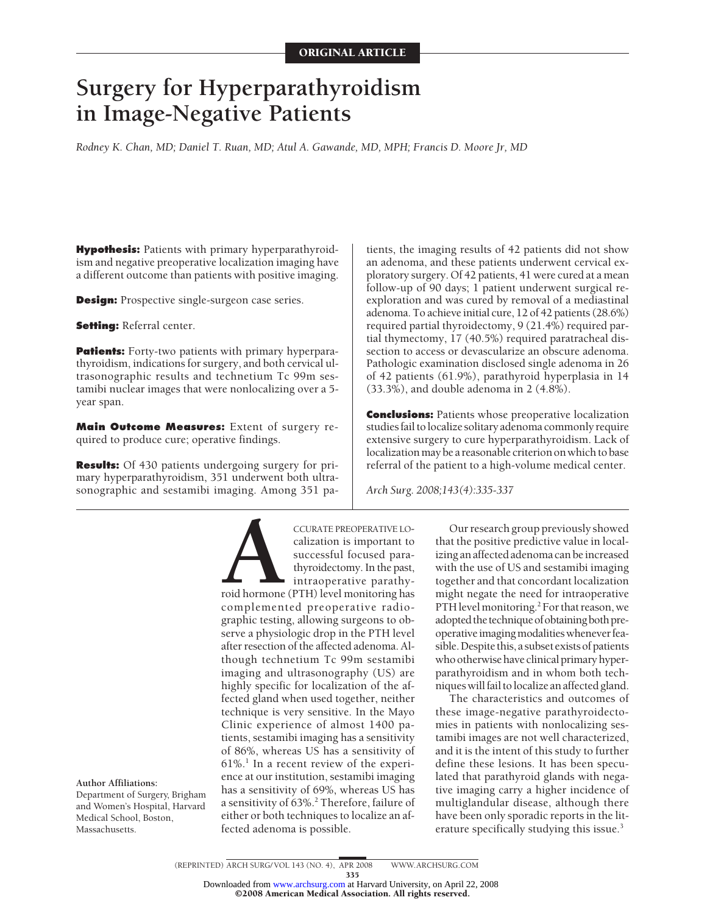ORIGINAL ARTICLE

# Surgery for Hyperparathyroidism in Image-Negative Patients

*Rodney K. Chan, MD; Daniel T. Ruan, MD; Atul A. Gawande, MD, MPH; Francis D. Moore Jr, MD*

**Hypothesis:** Patients with primary hyperparathyroidism and negative preoperative localization imaging have a different outcome than patients with positive imaging.

**Design:** Prospective single-surgeon case series.

**Setting:** Referral center.

**Patients:** Forty-two patients with primary hyperparathyroidism, indications for surgery, and both cervical ultrasonographic results and technetium Tc 99m sestamibi nuclear images that were nonlocalizing over a 5-year span.

**Main Outcome Measures:** Extent of surgery required to produce cure; operative findings.

**Results:** Of 430 patients undergoing surgery for primary hyperparathyroidism, 351 underwent both ultrasonographic and sestamibi imaging. Among 351 patients, the imaging results of 42 patients did not show an adenoma, and these patients underwent cervical exploratory surgery. Of 42 patients, 41 were cured at a mean follow-up of 90 days; 1 patient underwent surgical reexploration and was cured by removal of a mediastinal adenoma. To achieve initial cure, 12 of 42 patients (28.6%) required partial thyroidectomy, 9 (21.4%) required partial thymectomy, 17 (40.5%) required paratracheal dissection to access or devascularize an obscure adenoma. Pathologic examination disclosed single adenoma in 26 of 42 patients (61.9%), parathyroid hyperplasia in 14 (33.3%), and double adenoma in 2 (4.8%).

**Conclusions:** Patients whose preoperative localization studies fail to localize solitary adenoma commonly require extensive surgery to cure hyperparathyroidism. Lack of localization may be a reasonable criterion on which to base referral of the patient to a high-volume medical center.

*Arch Surg. 2008;143(4):335-337*

Accurate preoperative localization is important to successful focused parathyroidectomy. In the past, intraoperative parathyroid hormone (PTH) level monitoring has complemented preoperative radiographic testing, allowing surgeons to observe a physiologic drop in the PTH level after resection of the affected adenoma. Although technetium Tc 99m sestamibi imaging and ultrasonography (US) are highly specific for localization of the affected gland when used together, neither technique is very sensitive. In the Mayo Clinic experience of almost 1400 patients, sestamibi imaging has a sensitivity of 86%, whereas US has a sensitivity of 61%.[1] In a recent review of the experience at our institution, sestamibi imaging has a sensitivity of 69%, whereas US has a sensitivity of 63%.[2] Therefore, failure of either or both techniques to localize an affected adenoma is possible.

Our research group previously showed that the positive predictive value in localizing an affected adenoma can be increased with the use of US and sestamibi imaging together and that concordant localization might negate the need for intraoperative PTH level monitoring.[2] For that reason, we adopted the technique of obtaining both preoperative imaging modalities whenever feasible. Despite this, a subset exists of patients who otherwise have clinical primary hyperparathyroidism and in whom both techniques will fail to localize an affected gland.

The characteristics and outcomes of these image-negative parathyroidectomies in patients with nonlocalizing sestamibi images are not well characterized, and it is the intent of this study to further define these lesions. It has been speculated that parathyroid glands with negative imaging carry a higher incidence of multiglandular disease, although there have been only sporadic reports in the literature specifically studying this issue.[3]

**Author Affiliations:** Department of Surgery, Brigham and Women's Hospital, Harvard Medical School, Boston, Massachusetts.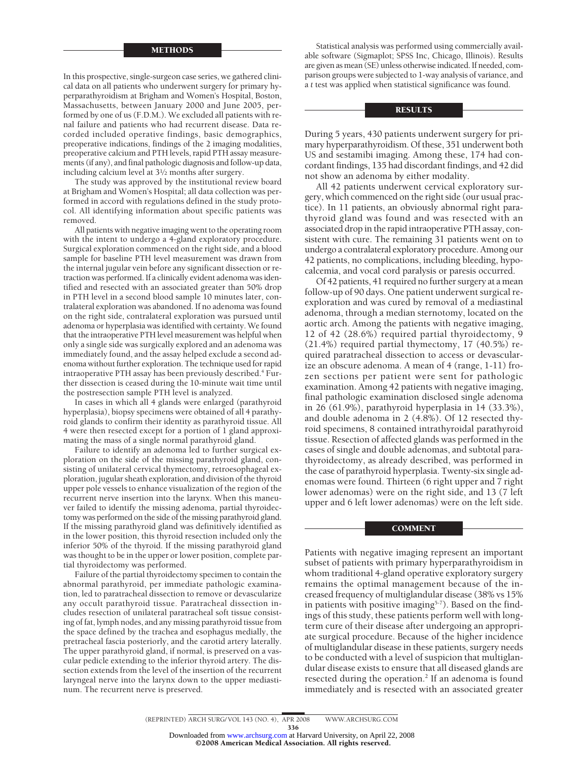## METHODS

In this prospective, single-surgeon case series, we gathered clinical data on all patients who underwent surgery for primary hyperparathyroidism at Brigham and Women's Hospital, Boston, Massachusetts, between January 2000 and June 2005, performed by one of us (F.D.M.). We excluded all patients with renal failure and patients who had recurrent disease. Data recorded included operative findings, basic demographics, preoperative indications, findings of the 2 imaging modalities, preoperative calcium and PTH levels, rapid PTH assay measurements (if any), and final pathologic diagnosis and follow-up data, including calcium level at 3½ months after surgery.

The study was approved by the institutional review board at Brigham and Women's Hospital; all data collection was performed in accord with regulations defined in the study protocol. All identifying information about specific patients was removed.

All patients with negative imaging went to the operating room with the intent to undergo a 4-gland exploratory procedure. Surgical exploration commenced on the right side, and a blood sample for baseline PTH level measurement was drawn from the internal jugular vein before any significant dissection or retraction was performed. If a clinically evident adenoma was identified and resected with an associated greater than 50% drop in PTH level in a second blood sample 10 minutes later, contralateral exploration was abandoned. If no adenoma was found on the right side, contralateral exploration was pursued until adenoma or hyperplasia was identified with certainty. We found that the intraoperative PTH level measurement was helpful when only a single side was surgically explored and an adenoma was immediately found, and the assay helped exclude a second adenoma without further exploration. The technique used for rapid intraoperative PTH assay has been previously described.[4] Further dissection is ceased during the 10-minute wait time until the postresection sample PTH level is analyzed.

In cases in which all 4 glands were enlarged (parathyroid hyperplasia), biopsy specimens were obtained of all 4 parathyroid glands to confirm their identity as parathyroid tissue. All 4 were then resected except for a portion of 1 gland approximating the mass of a single normal parathyroid gland.

Failure to identify an adenoma led to further surgical exploration on the side of the missing parathyroid gland, consisting of unilateral cervical thymectomy, retroesophageal exploration, jugular sheath exploration, and division of the thyroid upper pole vessels to enhance visualization of the region of the recurrent nerve insertion into the larynx. When this maneuver failed to identify the missing adenoma, partial thyroidectomy was performed on the side of the missing parathyroid gland. If the missing parathyroid gland was definitively identified as in the lower position, this thyroid resection included only the inferior 50% of the thyroid. If the missing parathyroid gland was thought to be in the upper or lower position, complete partial thyroidectomy was performed.

Failure of the partial thyroidectomy specimen to contain the abnormal parathyroid, per immediate pathologic examination, led to paratracheal dissection to remove or devascularize any occult parathyroid tissue. Paratracheal dissection includes resection of unilateral paratracheal soft tissue consisting of fat, lymph nodes, and any missing parathyroid tissue from the space defined by the trachea and esophagus medially, the pretracheal fascia posteriorly, and the carotid artery laterally. The upper parathyroid gland, if normal, is preserved on a vascular pedicle extending to the inferior thyroid artery. The dissection extends from the level of the insertion of the recurrent laryngeal nerve into the larynx down to the upper mediastinum. The recurrent nerve is preserved.

Statistical analysis was performed using commercially available software (Sigmaplot; SPSS Inc, Chicago, Illinois). Results are given as mean (SE) unless otherwise indicated. If needed, comparison groups were subjected to 1-way analysis of variance, and a *t* test was applied when statistical significance was found.

## RESULTS

During 5 years, 430 patients underwent surgery for primary hyperparathyroidism. Of these, 351 underwent both US and sestamibi imaging. Among these, 174 had concordant findings, 135 had discordant findings, and 42 did not show an adenoma by either modality.

All 42 patients underwent cervical exploratory surgery, which commenced on the right side (our usual practice). In 11 patients, an obviously abnormal right parathyroid gland was found and was resected with an associated drop in the rapid intraoperative PTH assay, consistent with cure. The remaining 31 patients went on to undergo a contralateral exploratory procedure. Among our 42 patients, no complications, including bleeding, hypocalcemia, and vocal cord paralysis or paresis occurred.

Of 42 patients, 41 required no further surgery at a mean follow-up of 90 days. One patient underwent surgical reexploration and was cured by removal of a mediastinal adenoma, through a median sternotomy, located on the aortic arch. Among the patients with negative imaging, 12 of 42 (28.6%) required partial thyroidectomy, 9 (21.4%) required partial thymectomy, 17 (40.5%) required paratracheal dissection to access or devascularize an obscure adenoma. A mean of 4 (range, 1-11) frozen sections per patient were sent for pathologic examination. Among 42 patients with negative imaging, final pathologic examination disclosed single adenoma in 26 (61.9%), parathyroid hyperplasia in 14 (33.3%), and double adenoma in 2 (4.8%). Of 12 resected thyroid specimens, 8 contained intrathyroidal parathyroid tissue. Resection of affected glands was performed in the cases of single and double adenomas, and subtotal parathyroidectomy, as already described, was performed in the case of parathyroid hyperplasia. Twenty-six single adenomas were found. Thirteen (6 right upper and 7 right lower adenomas) were on the right side, and 13 (7 left upper and 6 left lower adenomas) were on the left side.

## COMMENT

Patients with negative imaging represent an important subset of patients with primary hyperparathyroidism in whom traditional 4-gland operative exploratory surgery remains the optimal management because of the increased frequency of multiglandular disease (38% vs 15% in patients with positive imaging[5-7]). Based on the findings of this study, these patients perform well with long-term cure of their disease after undergoing an appropriate surgical procedure. Because of the higher incidence of multiglandular disease in these patients, surgery needs to be conducted with a level of suspicion that multiglandular disease exists to ensure that all diseased glands are resected during the operation.[2] If an adenoma is found immediately and is resected with an associated greater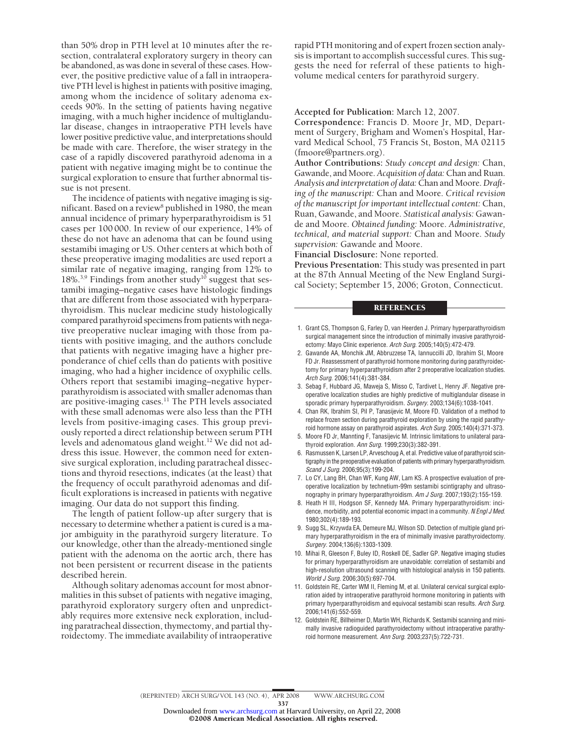than 50% drop in PTH level at 10 minutes after the resection, contralateral exploratory surgery in theory can be abandoned, as was done in several of these cases. However, the positive predictive value of a fall in intraoperative PTH level is highest in patients with positive imaging, among whom the incidence of solitary adenoma exceeds 90%. In the setting of patients having negative imaging, with a much higher incidence of multiglandular disease, changes in intraoperative PTH levels have lower positive predictive value, and interpretations should be made with care. Therefore, the wiser strategy in the case of a rapidly discovered parathyroid adenoma in a patient with negative imaging might be to continue the surgical exploration to ensure that further abnormal tissue is not present.

The incidence of patients with negative imaging is significant. Based on a review[8] published in 1980, the mean annual incidence of primary hyperparathyroidism is 51 cases per 100 000. In review of our experience, 14% of these do not have an adenoma that can be found using sestamibi imaging or US. Other centers at which both of these preoperative imaging modalities are used report a similar rate of negative imaging, ranging from 12% to 18%.[3,9] Findings from another study[10] suggest that sestamibi imaging–negative cases have histologic findings that are different from those associated with hyperparathyroidism. This nuclear medicine study histologically compared parathyroid specimens from patients with negative preoperative nuclear imaging with those from patients with positive imaging, and the authors conclude that patients with negative imaging have a higher preponderance of chief cells than do patients with positive imaging, who had a higher incidence of oxyphilic cells. Others report that sestamibi imaging–negative hyperparathyroidism is associated with smaller adenomas than are positive-imaging cases.[11] The PTH levels associated with these small adenomas were also less than the PTH levels from positive-imaging cases. This group previously reported a direct relationship between serum PTH levels and adenomatous gland weight.[12] We did not address this issue. However, the common need for extensive surgical exploration, including paratracheal dissections and thyroid resections, indicates (at the least) that the frequency of occult parathyroid adenomas and difficult explorations is increased in patients with negative imaging. Our data do not support this finding.

The length of patient follow-up after surgery that is necessary to determine whether a patient is cured is a major ambiguity in the parathyroid surgery literature. To our knowledge, other than the already-mentioned single patient with the adenoma on the aortic arch, there has not been persistent or recurrent disease in the patients described herein.

Although solitary adenomas account for most abnormalities in this subset of patients with negative imaging, parathyroid exploratory surgery often and unpredictably requires more extensive neck exploration, including paratracheal dissection, thymectomy, and partial thyroidectomy. The immediate availability of intraoperative rapid PTH monitoring and of expert frozen section analysis is important to accomplish successful cures. This suggests the need for referral of these patients to high-volume medical centers for parathyroid surgery.

**Accepted for Publication:** March 12, 2007.

**Correspondence:** Francis D. Moore Jr, MD, Department of Surgery, Brigham and Women's Hospital, Harvard Medical School, 75 Francis St, Boston, MA 02115 (fmoore@partners.org).

**Author Contributions:** *Study concept and design:* Chan, Gawande, and Moore. *Acquisition of data:* Chan and Ruan. *Analysis and interpretation of data:* Chan and Moore. *Drafting of the manuscript:* Chan and Moore. *Critical revision of the manuscript for important intellectual content:* Chan, Ruan, Gawande, and Moore. *Statistical analysis:* Gawande and Moore. *Obtained funding:* Moore. *Administrative, technical, and material support:* Chan and Moore. *Study supervision:* Gawande and Moore.

**Financial Disclosure:** None reported.

**Previous Presentation:** This study was presented in part at the 87th Annual Meeting of the New England Surgical Society; September 15, 2006; Groton, Connecticut.

## REFERENCES

1. Grant CS, Thompson G, Farley D, van Heerden J. Primary hyperparathyroidism surgical management since the introduction of minimally invasive parathyroidectomy: Mayo Clinic experience. *Arch Surg.* 2005;140(5):472-479.
2. Gawande AA, Monchik JM, Abbruzzese TA, Iannuccilli JD, Ibrahim SI, Moore FD Jr. Reassessment of parathyroid hormone monitoring during parathyroidectomy for primary hyperparathyroidism after 2 preoperative localization studies. *Arch Surg.* 2006;141(4):381-384.
3. Sebag F, Hubbard JG, Maweja S, Misso C, Tardivet L, Henry JF. Negative preoperative localization studies are highly predictive of multiglandular disease in sporadic primary hyperparathyroidism. *Surgery.* 2003;134(6):1038-1041.
4. Chan RK, Ibrahim SI, Pil P, Tanasijevic M, Moore FD. Validation of a method to replace frozen section during parathyroid exploration by using the rapid parathyroid hormone assay on parathyroid aspirates. *Arch Surg.* 2005;140(4):371-373.
5. Moore FD Jr, Mannting F, Tanasijevic M. Intrinsic limitations to unilateral parathyroid exploration. *Ann Surg.* 1999;230(3):382-391.
6. Rasmussen K, Larsen LP, Arveschoug A, et al. Predictive value of parathyroid scintigraphy in the preoperative evaluation of patients with primary hyperparathyroidism. *Scand J Surg.* 2006;95(3):199-204.
7. Lo CY, Lang BH, Chan WF, Kung AW, Lam KS. A prospective evaluation of preoperative localization by technetium-99m sestamibi scintigraphy and ultrasonography in primary hyperparathyroidism. *Am J Surg.* 2007;193(2):155-159.
8. Heath H III, Hodgson SF, Kennedy MA. Primary hyperparathyroidism: incidence, morbidity, and potential economic impact in a community. *N Engl J Med.* 1980;302(4):189-193.
9. Sugg SL, Krzywda EA, Demeure MJ, Wilson SD. Detection of multiple gland primary hyperparathyroidism in the era of minimally invasive parathyroidectomy. *Surgery.* 2004;136(6):1303-1309.
10. Mihai R, Gleeson F, Buley ID, Roskell DE, Sadler GP. Negative imaging studies for primary hyperparathyroidism are unavoidable: correlation of sestamibi and high-resolution ultrasound scanning with histological analysis in 150 patients. *World J Surg.* 2006;30(5):697-704.
11. Goldstein RE, Carter WM II, Fleming M, et al. Unilateral cervical surgical exploration aided by intraoperative parathyroid hormone monitoring in patients with primary hyperparathyroidism and equivocal sestamibi scan results. *Arch Surg.* 2006;141(6):552-559.
12. Goldstein RE, Billheimer D, Martin WH, Richards K. Sestamibi scanning and minimally invasive radioguided parathyroidectomy without intraoperative parathyroid hormone measurement. *Ann Surg.* 2003;237(5):722-731.